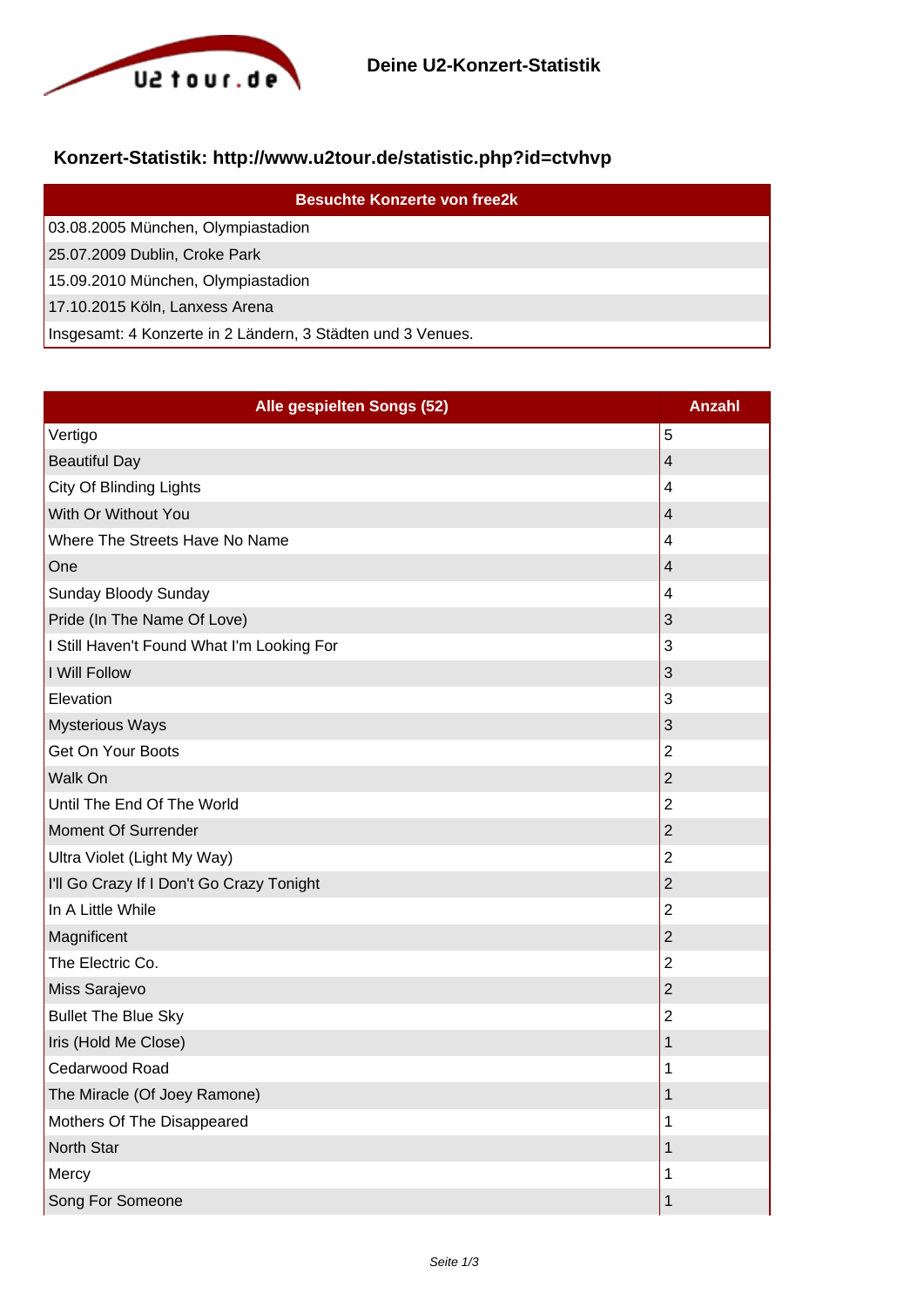# Deine U2-Konzert-Statistik

## Konzert-Statistik: http://www.u2tour.de/statistic.php?id=ctvhvp

| Besuchte Konzerte von free2k |
|---|
| 03.08.2005 München, Olympiastadion |
| 25.07.2009 Dublin, Croke Park |
| 15.09.2010 München, Olympiastadion |
| 17.10.2015 Köln, Lanxess Arena |
| Insgesamt: 4 Konzerte in 2 Ländern, 3 Städten und 3 Venues. |

| Alle gespielten Songs (52) | Anzahl |
|---|---|
| Vertigo | 5 |
| Beautiful Day | 4 |
| City Of Blinding Lights | 4 |
| With Or Without You | 4 |
| Where The Streets Have No Name | 4 |
| One | 4 |
| Sunday Bloody Sunday | 4 |
| Pride (In The Name Of Love) | 3 |
| I Still Haven't Found What I'm Looking For | 3 |
| I Will Follow | 3 |
| Elevation | 3 |
| Mysterious Ways | 3 |
| Get On Your Boots | 2 |
| Walk On | 2 |
| Until The End Of The World | 2 |
| Moment Of Surrender | 2 |
| Ultra Violet (Light My Way) | 2 |
| I'll Go Crazy If I Don't Go Crazy Tonight | 2 |
| In A Little While | 2 |
| Magnificent | 2 |
| The Electric Co. | 2 |
| Miss Sarajevo | 2 |
| Bullet The Blue Sky | 2 |
| Iris (Hold Me Close) | 1 |
| Cedarwood Road | 1 |
| The Miracle (Of Joey Ramone) | 1 |
| Mothers Of The Disappeared | 1 |
| North Star | 1 |
| Mercy | 1 |
| Song For Someone | 1 |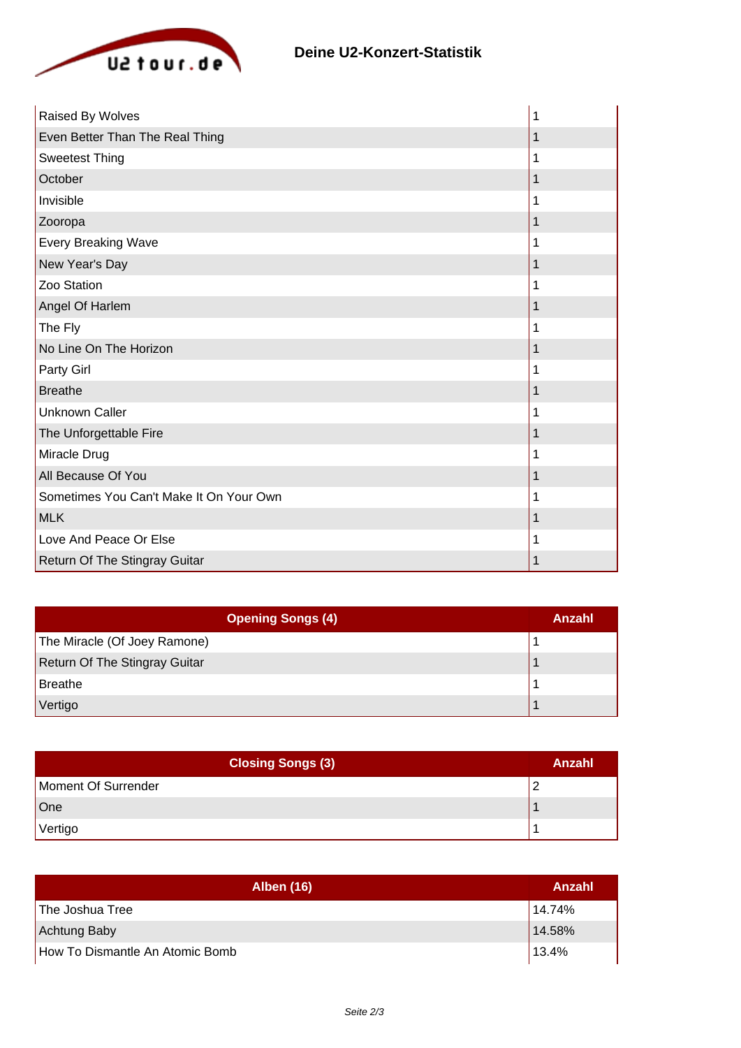# Deine U2-Konzert-Statistik

| | |
|---|---|
| Raised By Wolves | 1 |
| Even Better Than The Real Thing | 1 |
| Sweetest Thing | 1 |
| October | 1 |
| Invisible | 1 |
| Zooropa | 1 |
| Every Breaking Wave | 1 |
| New Year's Day | 1 |
| Zoo Station | 1 |
| Angel Of Harlem | 1 |
| The Fly | 1 |
| No Line On The Horizon | 1 |
| Party Girl | 1 |
| Breathe | 1 |
| Unknown Caller | 1 |
| The Unforgettable Fire | 1 |
| Miracle Drug | 1 |
| All Because Of You | 1 |
| Sometimes You Can't Make It On Your Own | 1 |
| MLK | 1 |
| Love And Peace Or Else | 1 |
| Return Of The Stingray Guitar | 1 |

| Opening Songs (4) | Anzahl |
|---|---|
| The Miracle (Of Joey Ramone) | 1 |
| Return Of The Stingray Guitar | 1 |
| Breathe | 1 |
| Vertigo | 1 |

| Closing Songs (3) | Anzahl |
|---|---|
| Moment Of Surrender | 2 |
| One | 1 |
| Vertigo | 1 |

| Alben (16) | Anzahl |
|---|---|
| The Joshua Tree | 14.74% |
| Achtung Baby | 14.58% |
| How To Dismantle An Atomic Bomb | 13.4% |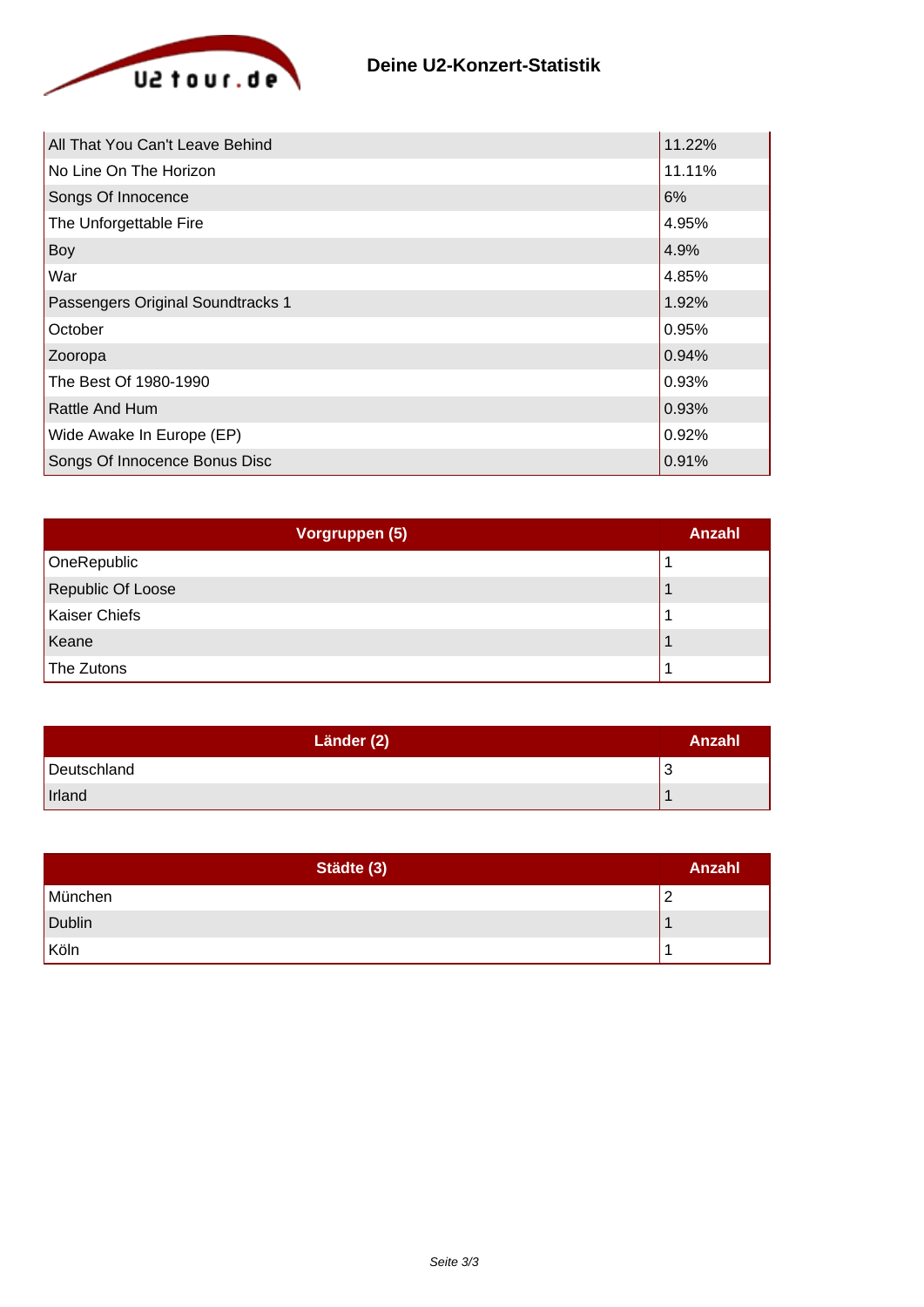# Deine U2-Konzert-Statistik

| | |
|---|---|
| All That You Can't Leave Behind | 11.22% |
| No Line On The Horizon | 11.11% |
| Songs Of Innocence | 6% |
| The Unforgettable Fire | 4.95% |
| Boy | 4.9% |
| War | 4.85% |
| Passengers Original Soundtracks 1 | 1.92% |
| October | 0.95% |
| Zooropa | 0.94% |
| The Best Of 1980-1990 | 0.93% |
| Rattle And Hum | 0.93% |
| Wide Awake In Europe (EP) | 0.92% |
| Songs Of Innocence Bonus Disc | 0.91% |

| Vorgruppen (5) | Anzahl |
|---|---|
| OneRepublic | 1 |
| Republic Of Loose | 1 |
| Kaiser Chiefs | 1 |
| Keane | 1 |
| The Zutons | 1 |

| Länder (2) | Anzahl |
|---|---|
| Deutschland | 3 |
| Irland | 1 |

| Städte (3) | Anzahl |
|---|---|
| München | 2 |
| Dublin | 1 |
| Köln | 1 |